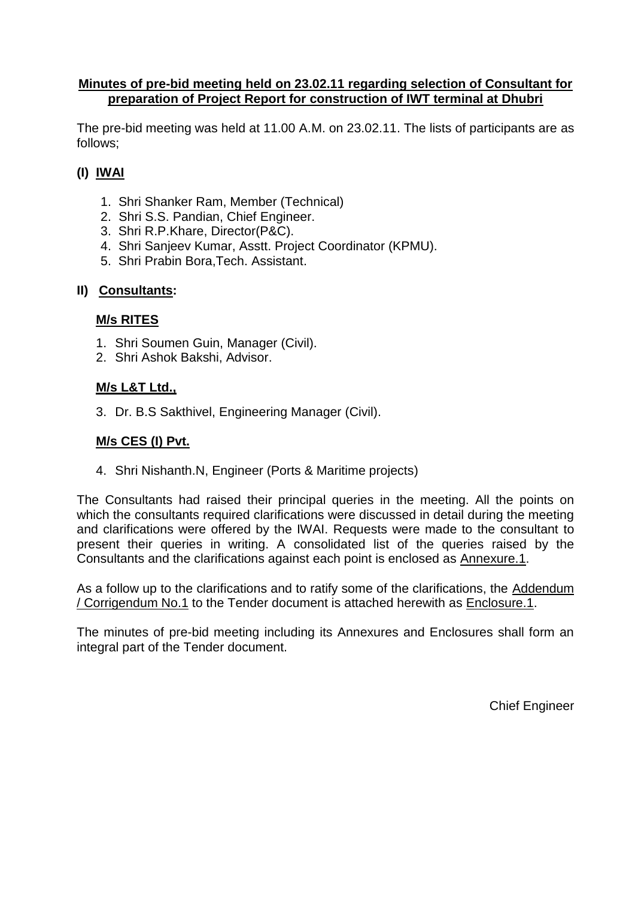**Minutes of pre-bid meeting held on 23.02.11 regarding selection of Consultant for preparation of Project Report for construction of IWT terminal at Dhubri**

The pre-bid meeting was held at 11.00 A.M. on 23.02.11. The lists of participants are as follows;

**(I) IWAI**

1. Shri Shanker Ram, Member (Technical)
2. Shri S.S. Pandian, Chief Engineer.
3. Shri R.P.Khare, Director(P&C).
4. Shri Sanjeev Kumar, Asstt. Project Coordinator (KPMU).
5. Shri Prabin Bora,Tech. Assistant.

**II) Consultants:**

**M/s RITES**

1. Shri Soumen Guin, Manager (Civil).
2. Shri Ashok Bakshi, Advisor.

**M/s L&T Ltd.,**

3. Dr. B.S Sakthivel, Engineering Manager (Civil).

**M/s CES (I) Pvt.**

4. Shri Nishanth.N, Engineer (Ports & Maritime projects)

The Consultants had raised their principal queries in the meeting. All the points on which the consultants required clarifications were discussed in detail during the meeting and clarifications were offered by the IWAI. Requests were made to the consultant to present their queries in writing. A consolidated list of the queries raised by the Consultants and the clarifications against each point is enclosed as Annexure.1.

As a follow up to the clarifications and to ratify some of the clarifications, the Addendum / Corrigendum No.1 to the Tender document is attached herewith as Enclosure.1.

The minutes of pre-bid meeting including its Annexures and Enclosures shall form an integral part of the Tender document.

Chief Engineer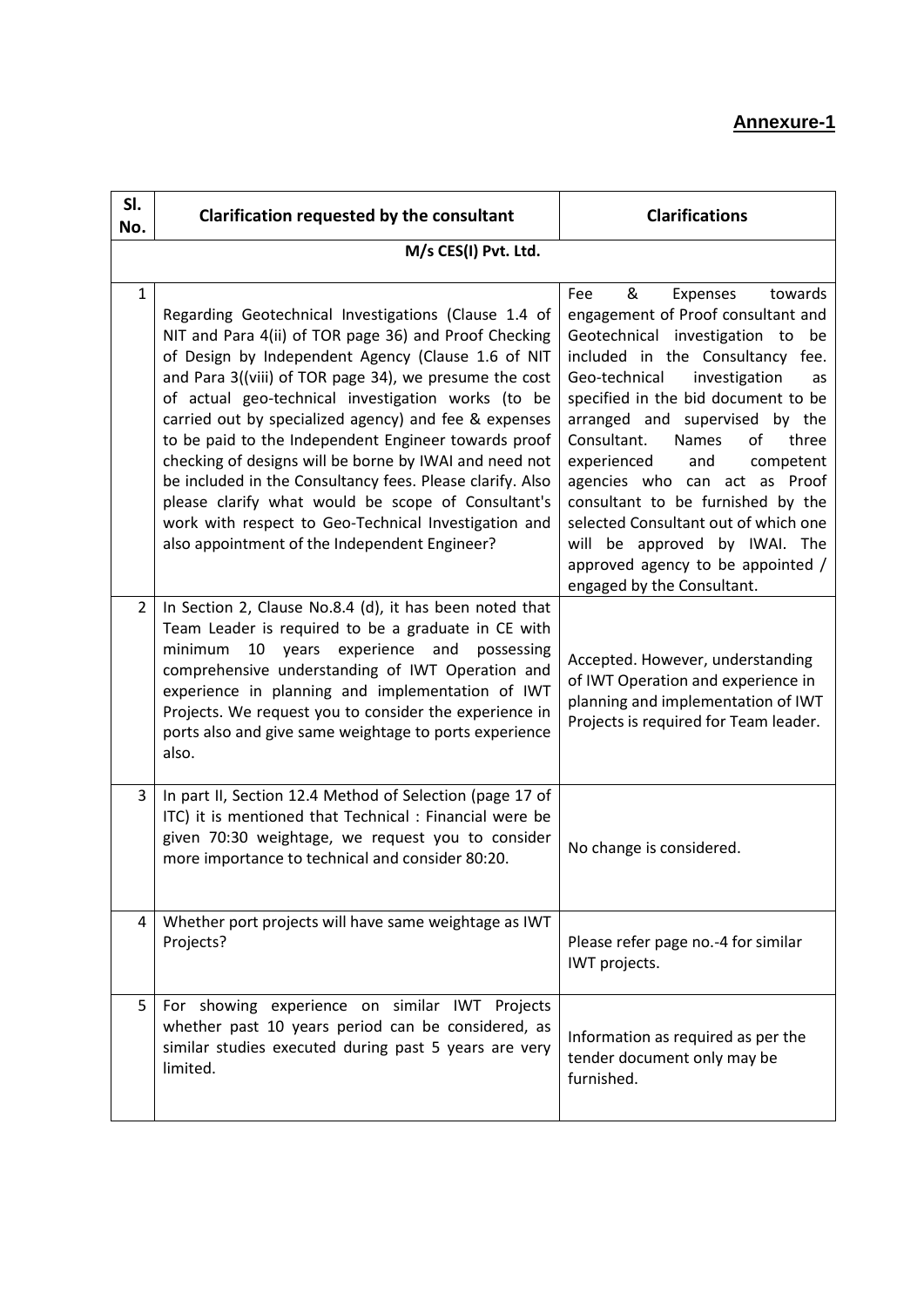**Annexure-1**

| Sl. No. | Clarification requested by the consultant | Clarifications |
|---|---|---|
| | **M/s CES(I) Pvt. Ltd.** | |
| 1 | Regarding Geotechnical Investigations (Clause 1.4 of NIT and Para 4(ii) of TOR page 36) and Proof Checking of Design by Independent Agency (Clause 1.6 of NIT and Para 3((viii) of TOR page 34), we presume the cost of actual geo-technical investigation works (to be carried out by specialized agency) and fee & expenses to be paid to the Independent Engineer towards proof checking of designs will be borne by IWAI and need not be included in the Consultancy fees. Please clarify. Also please clarify what would be scope of Consultant's work with respect to Geo-Technical Investigation and also appointment of the Independent Engineer? | Fee & Expenses towards engagement of Proof consultant and Geotechnical investigation to be included in the Consultancy fee. Geo-technical investigation as specified in the bid document to be arranged and supervised by the Consultant. Names of three experienced and competent agencies who can act as Proof consultant to be furnished by the selected Consultant out of which one will be approved by IWAI. The approved agency to be appointed / engaged by the Consultant. |
| 2 | In Section 2, Clause No.8.4 (d), it has been noted that Team Leader is required to be a graduate in CE with minimum 10 years experience and possessing comprehensive understanding of IWT Operation and experience in planning and implementation of IWT Projects. We request you to consider the experience in ports also and give same weightage to ports experience also. | Accepted. However, understanding of IWT Operation and experience in planning and implementation of IWT Projects is required for Team leader. |
| 3 | In part II, Section 12.4 Method of Selection (page 17 of ITC) it is mentioned that Technical : Financial were be given 70:30 weightage, we request you to consider more importance to technical and consider 80:20. | No change is considered. |
| 4 | Whether port projects will have same weightage as IWT Projects? | Please refer page no.-4 for similar IWT projects. |
| 5 | For showing experience on similar IWT Projects whether past 10 years period can be considered, as similar studies executed during past 5 years are very limited. | Information as required as per the tender document only may be furnished. |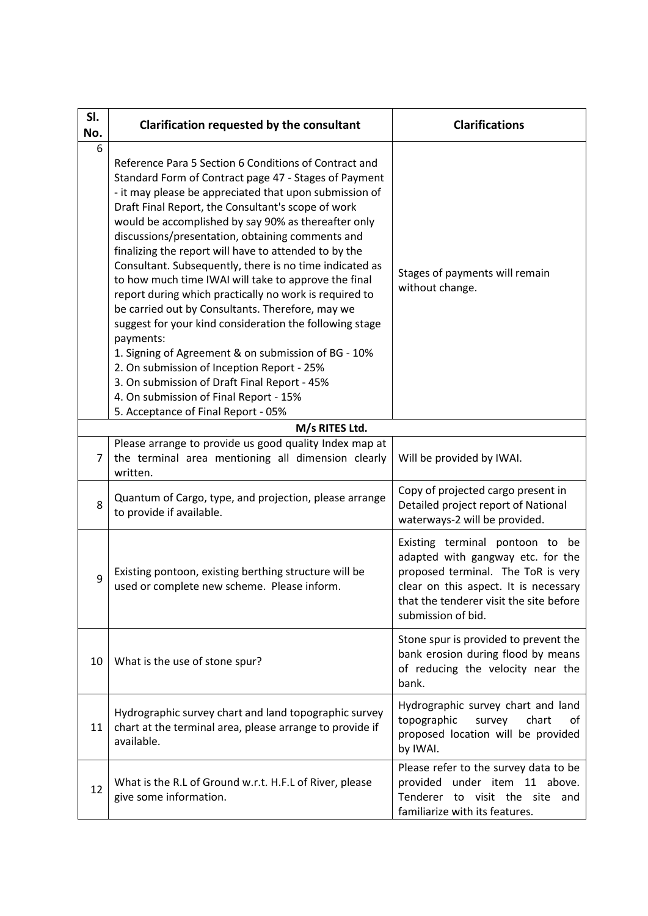| Sl. No. | Clarification requested by the consultant | Clarifications |
|---|---|---|
| 6 | Reference Para 5 Section 6 Conditions of Contract and Standard Form of Contract page 47 - Stages of Payment - it may please be appreciated that upon submission of Draft Final Report, the Consultant's scope of work would be accomplished by say 90% as thereafter only discussions/presentation, obtaining comments and finalizing the report will have to attended to by the Consultant. Subsequently, there is no time indicated as to how much time IWAI will take to approve the final report during which practically no work is required to be carried out by Consultants. Therefore, may we suggest for your kind consideration the following stage payments:<br>1. Signing of Agreement & on submission of BG - 10%<br>2. On submission of Inception Report - 25%<br>3. On submission of Draft Final Report - 45%<br>4. On submission of Final Report - 15%<br>5. Acceptance of Final Report - 05% | Stages of payments will remain without change. |
| | **M/s RITES Ltd.** | |
| 7 | Please arrange to provide us good quality Index map at the terminal area mentioning all dimension clearly written. | Will be provided by IWAI. |
| 8 | Quantum of Cargo, type, and projection, please arrange to provide if available. | Copy of projected cargo present in Detailed project report of National waterways-2 will be provided. |
| 9 | Existing pontoon, existing berthing structure will be used or complete new scheme. Please inform. | Existing terminal pontoon to be adapted with gangway etc. for the proposed terminal. The ToR is very clear on this aspect. It is necessary that the tenderer visit the site before submission of bid. |
| 10 | What is the use of stone spur? | Stone spur is provided to prevent the bank erosion during flood by means of reducing the velocity near the bank. |
| 11 | Hydrographic survey chart and land topographic survey chart at the terminal area, please arrange to provide if available. | Hydrographic survey chart and land topographic survey chart of proposed location will be provided by IWAI. |
| 12 | What is the R.L of Ground w.r.t. H.F.L of River, please give some information. | Please refer to the survey data to be provided under item 11 above. Tenderer to visit the site and familiarize with its features. |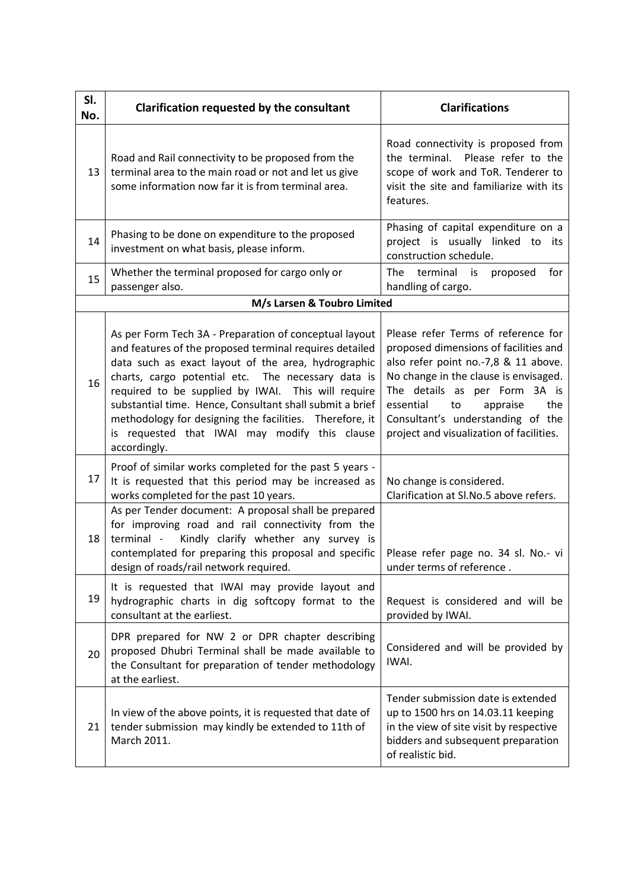| Sl. No. | Clarification requested by the consultant | Clarifications |
|---|---|---|
| 13 | Road and Rail connectivity to be proposed from the terminal area to the main road or not and let us give some information now far it is from terminal area. | Road connectivity is proposed from the terminal. Please refer to the scope of work and ToR. Tenderer to visit the site and familiarize with its features. |
| 14 | Phasing to be done on expenditure to the proposed investment on what basis, please inform. | Phasing of capital expenditure on a project is usually linked to its construction schedule. |
| 15 | Whether the terminal proposed for cargo only or passenger also. | The terminal is proposed for handling of cargo. |
| | **M/s Larsen & Toubro Limited** | |
| 16 | As per Form Tech 3A - Preparation of conceptual layout and features of the proposed terminal requires detailed data such as exact layout of the area, hydrographic charts, cargo potential etc. The necessary data is required to be supplied by IWAI. This will require substantial time. Hence, Consultant shall submit a brief methodology for designing the facilities. Therefore, it is requested that IWAI may modify this clause accordingly. | Please refer Terms of reference for proposed dimensions of facilities and also refer point no.-7,8 & 11 above. No change in the clause is envisaged. The details as per Form 3A is essential to appraise the Consultant's understanding of the project and visualization of facilities. |
| 17 | Proof of similar works completed for the past 5 years - It is requested that this period may be increased as works completed for the past 10 years. | No change is considered. Clarification at Sl.No.5 above refers. |
| 18 | As per Tender document: A proposal shall be prepared for improving road and rail connectivity from the terminal - Kindly clarify whether any survey is contemplated for preparing this proposal and specific design of roads/rail network required. | Please refer page no. 34 sl. No.- vi under terms of reference . |
| 19 | It is requested that IWAI may provide layout and hydrographic charts in dig softcopy format to the consultant at the earliest. | Request is considered and will be provided by IWAI. |
| 20 | DPR prepared for NW 2 or DPR chapter describing proposed Dhubri Terminal shall be made available to the Consultant for preparation of tender methodology at the earliest. | Considered and will be provided by IWAI. |
| 21 | In view of the above points, it is requested that date of tender submission may kindly be extended to 11th of March 2011. | Tender submission date is extended up to 1500 hrs on 14.03.11 keeping in the view of site visit by respective bidders and subsequent preparation of realistic bid. |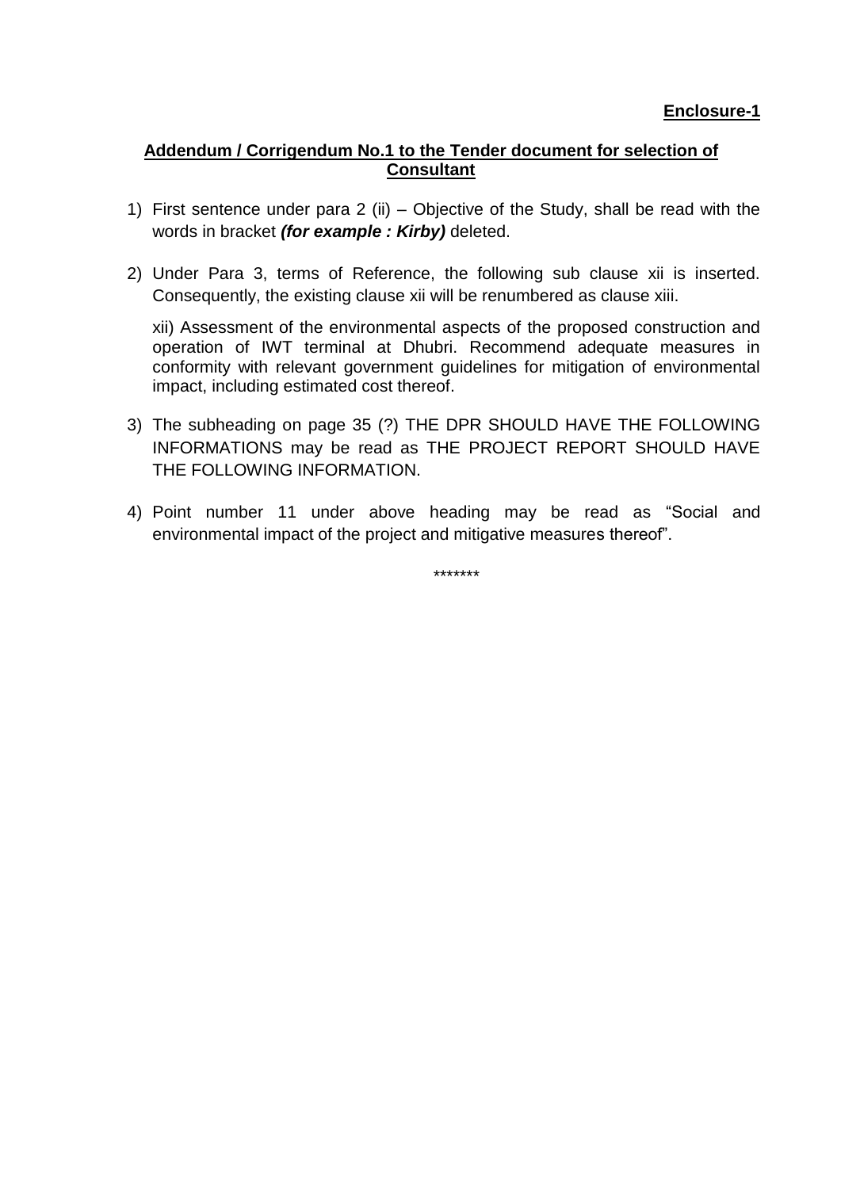**Enclosure-1**

## Addendum / Corrigendum No.1 to the Tender document for selection of Consultant

1) First sentence under para 2 (ii) – Objective of the Study, shall be read with the words in bracket ***(for example : Kirby)*** deleted.

2) Under Para 3, terms of Reference, the following sub clause xii is inserted. Consequently, the existing clause xii will be renumbered as clause xiii.

   xii) Assessment of the environmental aspects of the proposed construction and operation of IWT terminal at Dhubri. Recommend adequate measures in conformity with relevant government guidelines for mitigation of environmental impact, including estimated cost thereof.

3) The subheading on page 35 (?) THE DPR SHOULD HAVE THE FOLLOWING INFORMATIONS may be read as THE PROJECT REPORT SHOULD HAVE THE FOLLOWING INFORMATION.

4) Point number 11 under above heading may be read as “Social and environmental impact of the project and mitigative measures thereof”.

*******